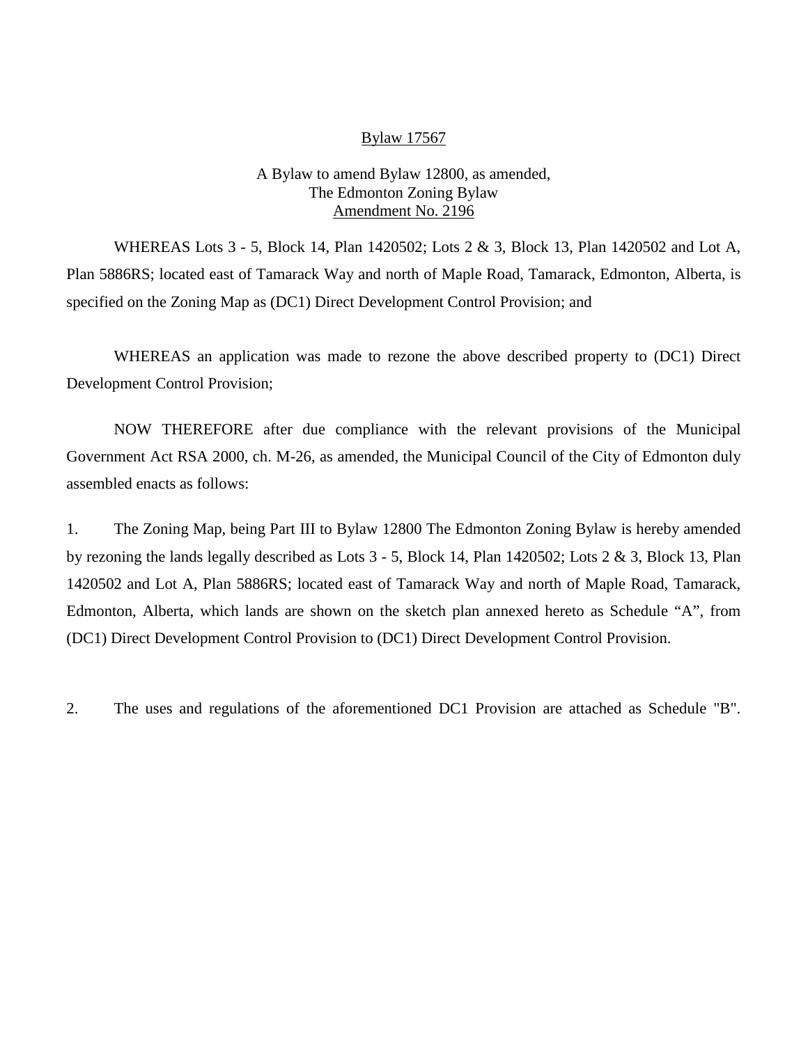# Bylaw 17567

A Bylaw to amend Bylaw 12800, as amended,
The Edmonton Zoning Bylaw
Amendment No. 2196

WHEREAS Lots 3 - 5, Block 14, Plan 1420502; Lots 2 & 3, Block 13, Plan 1420502 and Lot A, Plan 5886RS; located east of Tamarack Way and north of Maple Road, Tamarack, Edmonton, Alberta, is specified on the Zoning Map as (DC1) Direct Development Control Provision; and

WHEREAS an application was made to rezone the above described property to (DC1) Direct Development Control Provision;

NOW THEREFORE after due compliance with the relevant provisions of the Municipal Government Act RSA 2000, ch. M-26, as amended, the Municipal Council of the City of Edmonton duly assembled enacts as follows:

1. The Zoning Map, being Part III to Bylaw 12800 The Edmonton Zoning Bylaw is hereby amended by rezoning the lands legally described as Lots 3 - 5, Block 14, Plan 1420502; Lots 2 & 3, Block 13, Plan 1420502 and Lot A, Plan 5886RS; located east of Tamarack Way and north of Maple Road, Tamarack, Edmonton, Alberta, which lands are shown on the sketch plan annexed hereto as Schedule "A", from (DC1) Direct Development Control Provision to (DC1) Direct Development Control Provision.

2. The uses and regulations of the aforementioned DC1 Provision are attached as Schedule "B".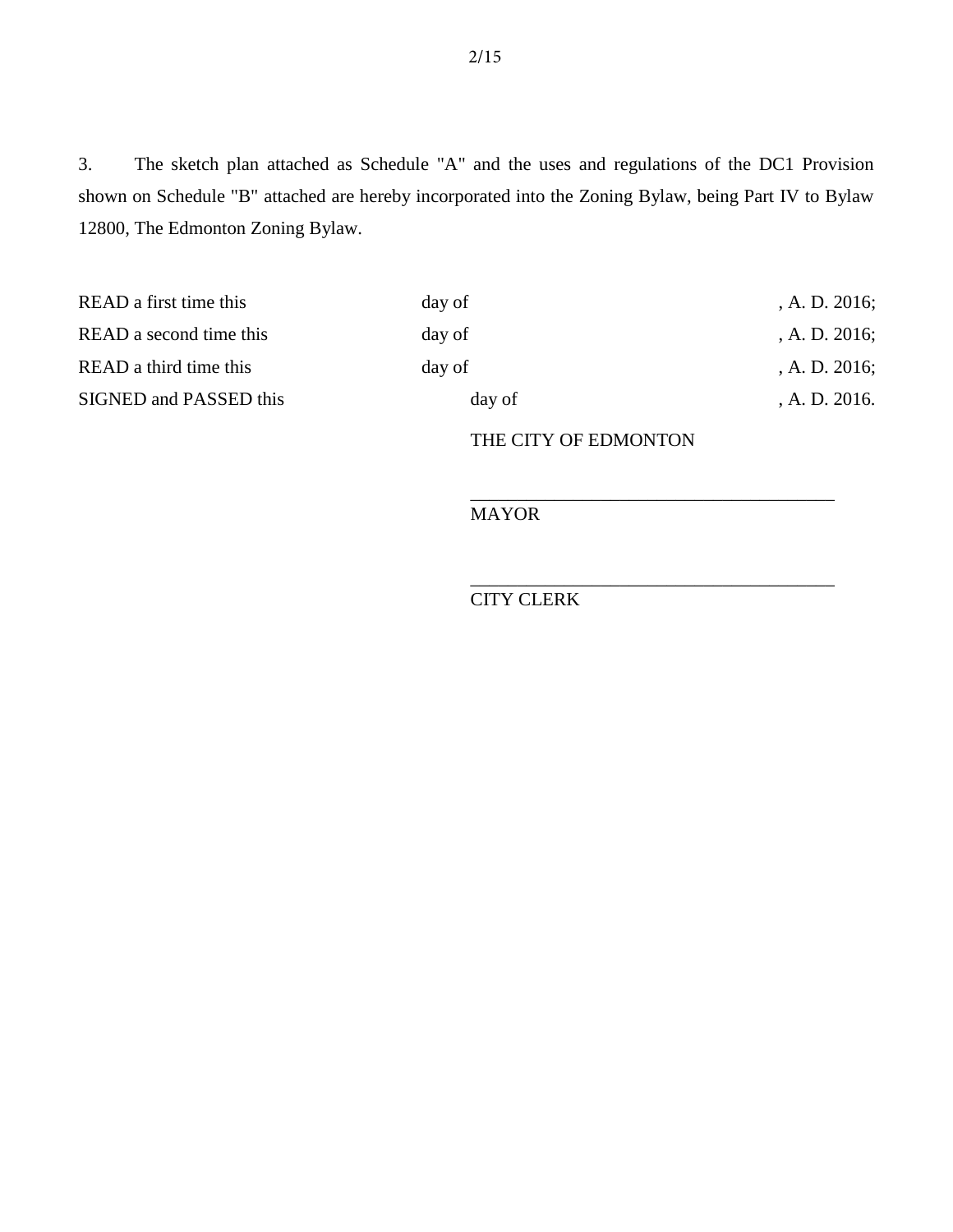3. The sketch plan attached as Schedule "A" and the uses and regulations of the DC1 Provision shown on Schedule "B" attached are hereby incorporated into the Zoning Bylaw, being Part IV to Bylaw 12800, The Edmonton Zoning Bylaw.

| | | |
|---|---|---|
| READ a first time this | day of | , A. D. 2016; |
| READ a second time this | day of | , A. D. 2016; |
| READ a third time this | day of | , A. D. 2016; |
| SIGNED and PASSED this | day of | , A. D. 2016. |

THE CITY OF EDMONTON

_______________________________________
MAYOR

_______________________________________
CITY CLERK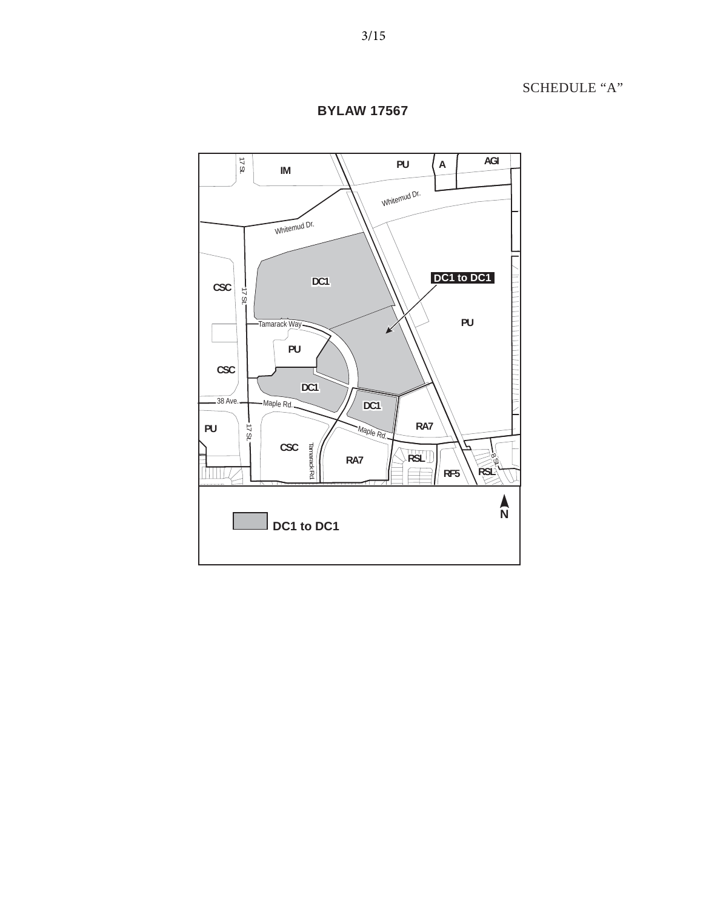SCHEDULE "A"

# BYLAW 17567

IM | PU | A | AGI

Whitemud Dr.

Whitemud Dr.

CSC | 17 St. | DC1 | DC1 to DC1 | PU

Tamarack Way

PU

CSC

DC1

38 Ave. | Maple Rd. | DC1 | RA7

PU | 17 St. | Maple Rd.

CSC | Tamarack Rd. | RA7 | RSL | 8 St. | RSL | RF5

N

DC1 to DC1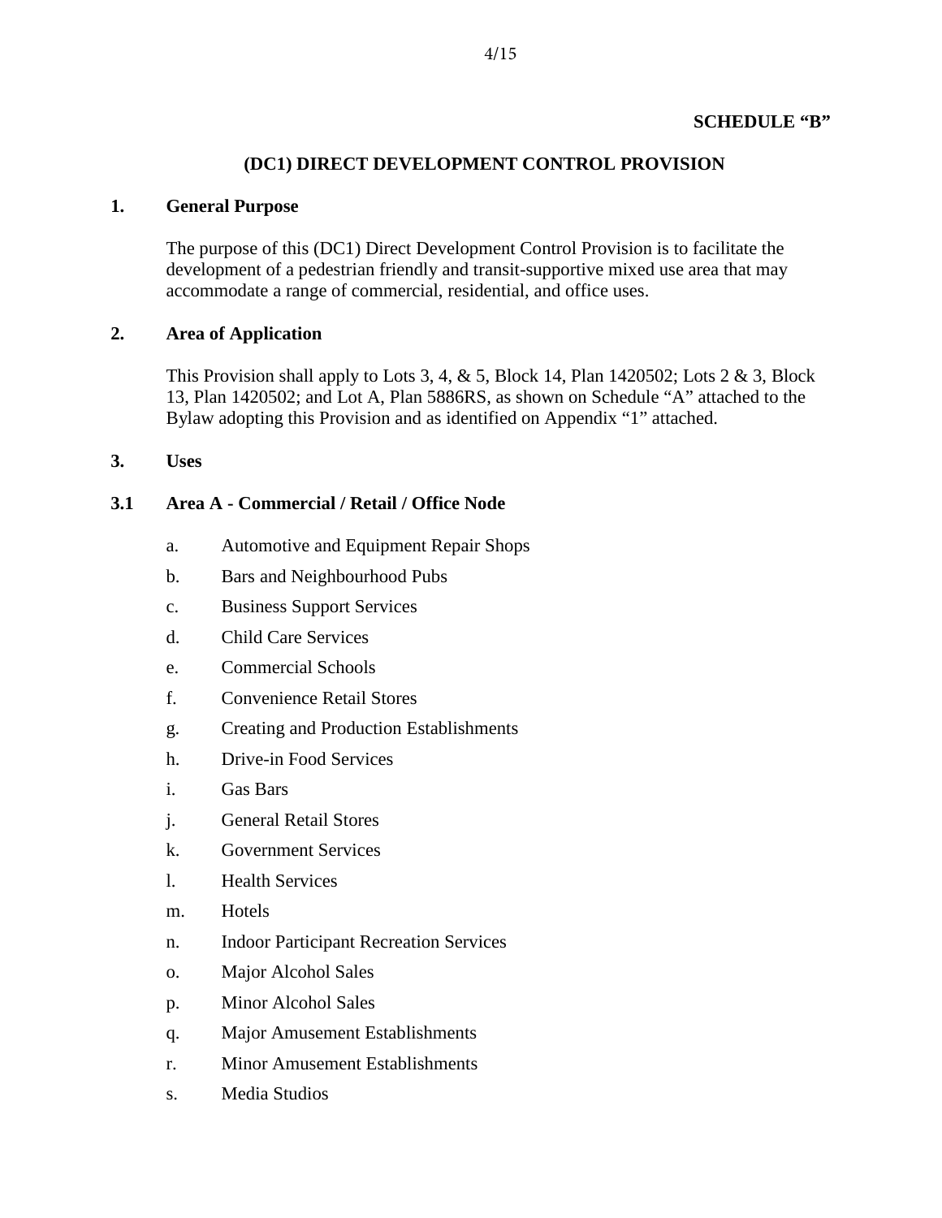**SCHEDULE "B"**

# (DC1) DIRECT DEVELOPMENT CONTROL PROVISION

## 1. General Purpose

The purpose of this (DC1) Direct Development Control Provision is to facilitate the development of a pedestrian friendly and transit-supportive mixed use area that may accommodate a range of commercial, residential, and office uses.

## 2. Area of Application

This Provision shall apply to Lots 3, 4, & 5, Block 14, Plan 1420502; Lots 2 & 3, Block 13, Plan 1420502; and Lot A, Plan 5886RS, as shown on Schedule "A" attached to the Bylaw adopting this Provision and as identified on Appendix "1" attached.

## 3. Uses

### 3.1 Area A - Commercial / Retail / Office Node

a. Automotive and Equipment Repair Shops

b. Bars and Neighbourhood Pubs

c. Business Support Services

d. Child Care Services

e. Commercial Schools

f. Convenience Retail Stores

g. Creating and Production Establishments

h. Drive-in Food Services

i. Gas Bars

j. General Retail Stores

k. Government Services

l. Health Services

m. Hotels

n. Indoor Participant Recreation Services

o. Major Alcohol Sales

p. Minor Alcohol Sales

q. Major Amusement Establishments

r. Minor Amusement Establishments

s. Media Studios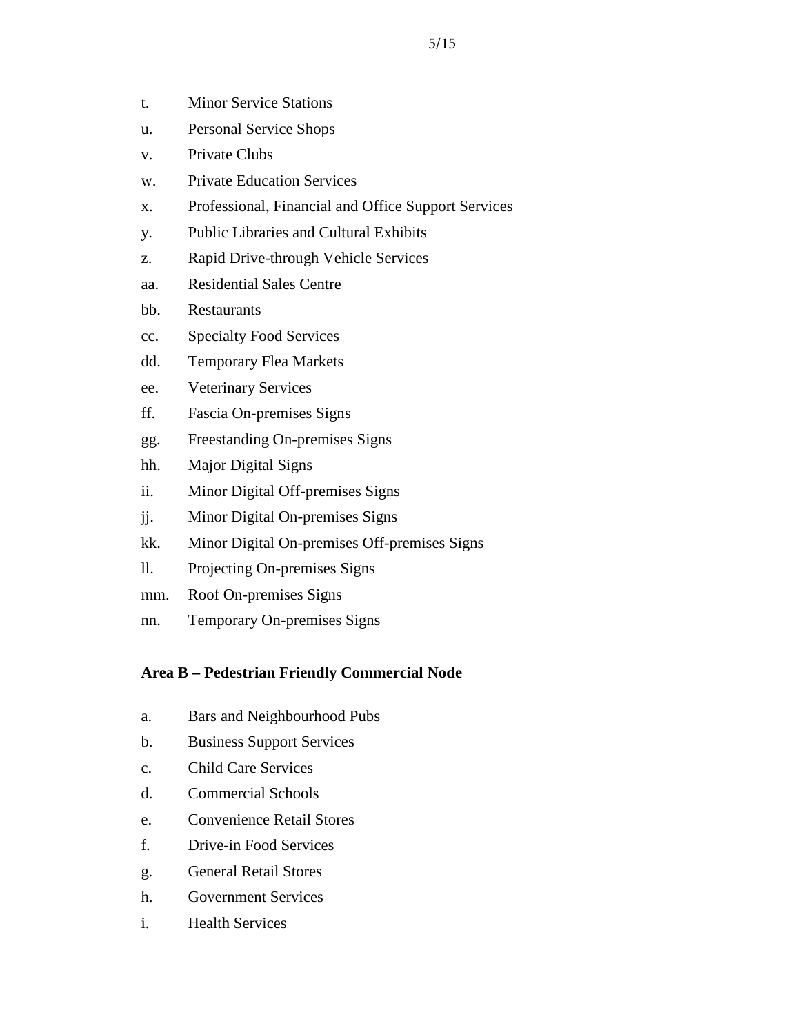t. Minor Service Stations

u. Personal Service Shops

v. Private Clubs

w. Private Education Services

x. Professional, Financial and Office Support Services

y. Public Libraries and Cultural Exhibits

z. Rapid Drive-through Vehicle Services

aa. Residential Sales Centre

bb. Restaurants

cc. Specialty Food Services

dd. Temporary Flea Markets

ee. Veterinary Services

ff. Fascia On-premises Signs

gg. Freestanding On-premises Signs

hh. Major Digital Signs

ii. Minor Digital Off-premises Signs

jj. Minor Digital On-premises Signs

kk. Minor Digital On-premises Off-premises Signs

ll. Projecting On-premises Signs

mm. Roof On-premises Signs

nn. Temporary On-premises Signs

**Area B – Pedestrian Friendly Commercial Node**

a. Bars and Neighbourhood Pubs

b. Business Support Services

c. Child Care Services

d. Commercial Schools

e. Convenience Retail Stores

f. Drive-in Food Services

g. General Retail Stores

h. Government Services

i. Health Services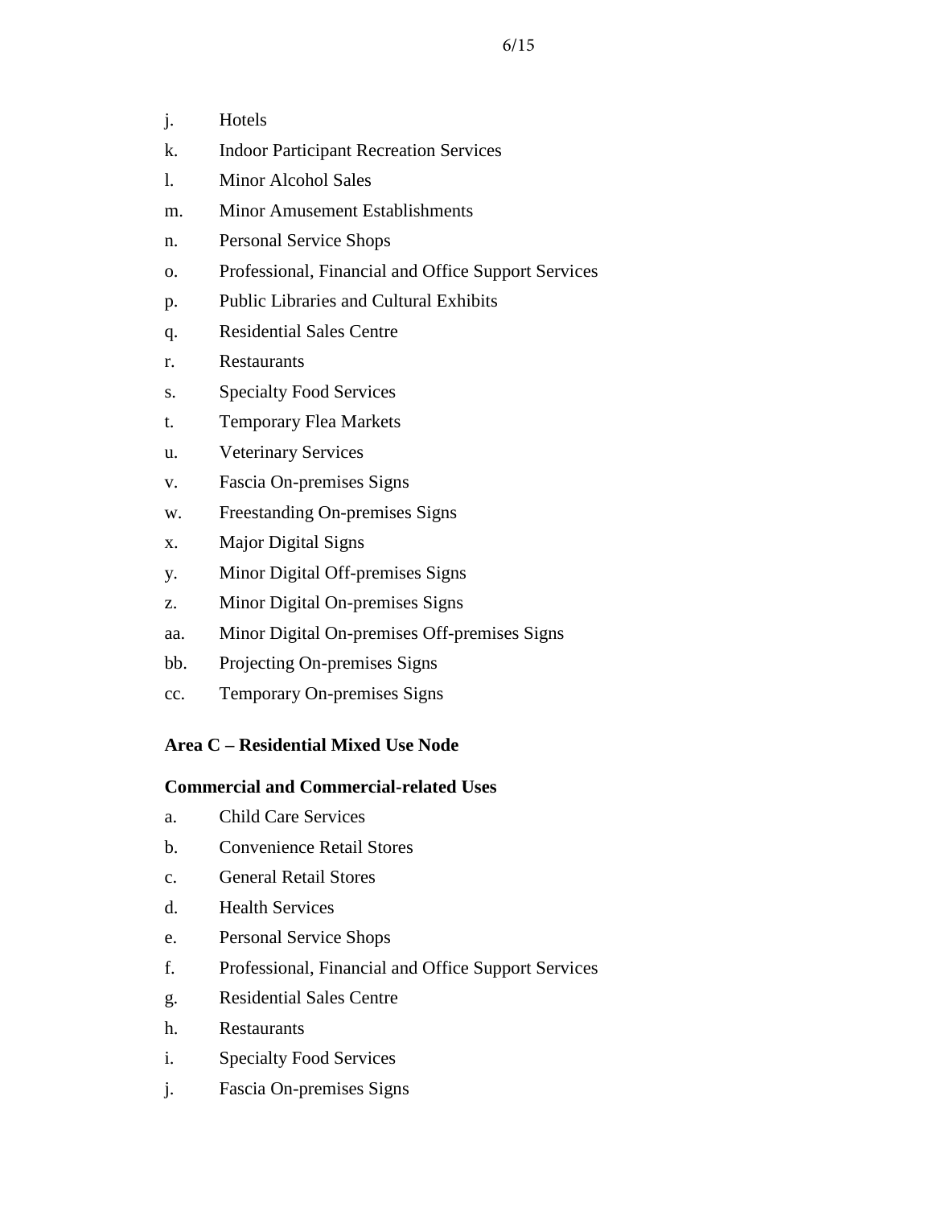j. Hotels
k. Indoor Participant Recreation Services
l. Minor Alcohol Sales
m. Minor Amusement Establishments
n. Personal Service Shops
o. Professional, Financial and Office Support Services
p. Public Libraries and Cultural Exhibits
q. Residential Sales Centre
r. Restaurants
s. Specialty Food Services
t. Temporary Flea Markets
u. Veterinary Services
v. Fascia On-premises Signs
w. Freestanding On-premises Signs
x. Major Digital Signs
y. Minor Digital Off-premises Signs
z. Minor Digital On-premises Signs
aa. Minor Digital On-premises Off-premises Signs
bb. Projecting On-premises Signs
cc. Temporary On-premises Signs

**Area C – Residential Mixed Use Node**

**Commercial and Commercial-related Uses**

a. Child Care Services
b. Convenience Retail Stores
c. General Retail Stores
d. Health Services
e. Personal Service Shops
f. Professional, Financial and Office Support Services
g. Residential Sales Centre
h. Restaurants
i. Specialty Food Services
j. Fascia On-premises Signs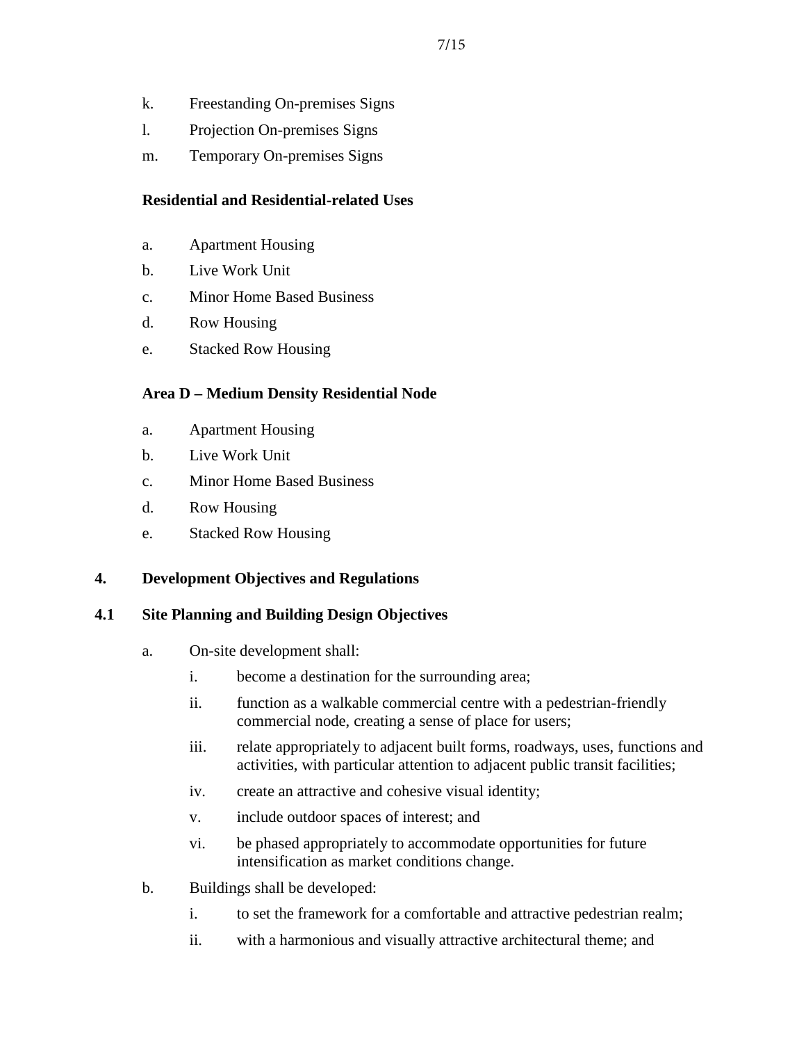k. Freestanding On-premises Signs

l. Projection On-premises Signs

m. Temporary On-premises Signs

**Residential and Residential-related Uses**

a. Apartment Housing

b. Live Work Unit

c. Minor Home Based Business

d. Row Housing

e. Stacked Row Housing

**Area D – Medium Density Residential Node**

a. Apartment Housing

b. Live Work Unit

c. Minor Home Based Business

d. Row Housing

e. Stacked Row Housing

## 4. Development Objectives and Regulations

### 4.1 Site Planning and Building Design Objectives

a. On-site development shall:

   i. become a destination for the surrounding area;

   ii. function as a walkable commercial centre with a pedestrian-friendly commercial node, creating a sense of place for users;

   iii. relate appropriately to adjacent built forms, roadways, uses, functions and activities, with particular attention to adjacent public transit facilities;

   iv. create an attractive and cohesive visual identity;

   v. include outdoor spaces of interest; and

   vi. be phased appropriately to accommodate opportunities for future intensification as market conditions change.

b. Buildings shall be developed:

   i. to set the framework for a comfortable and attractive pedestrian realm;

   ii. with a harmonious and visually attractive architectural theme; and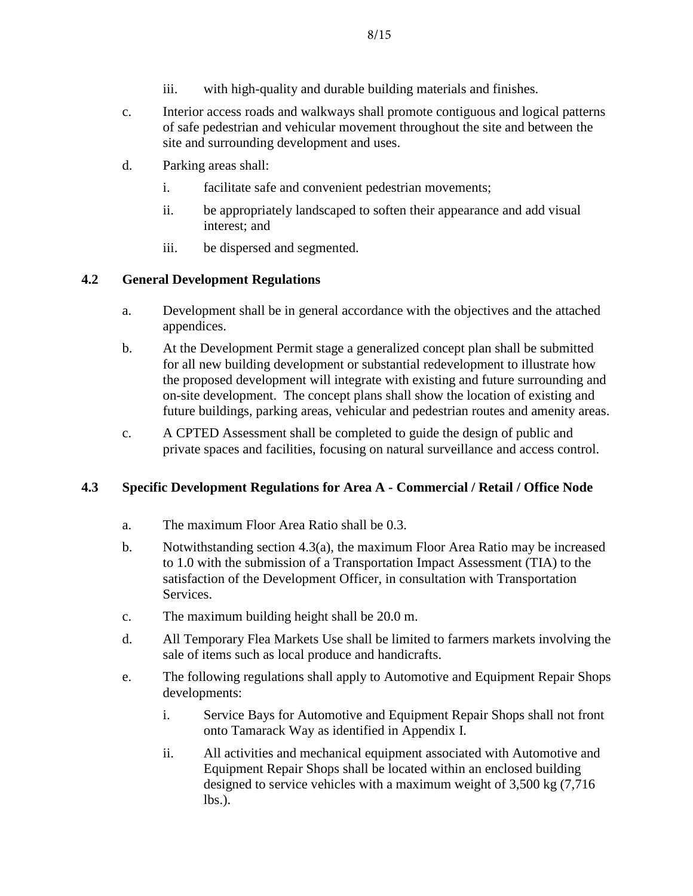iii. with high-quality and durable building materials and finishes.

c. Interior access roads and walkways shall promote contiguous and logical patterns of safe pedestrian and vehicular movement throughout the site and between the site and surrounding development and uses.

d. Parking areas shall:

   i. facilitate safe and convenient pedestrian movements;

   ii. be appropriately landscaped to soften their appearance and add visual interest; and

   iii. be dispersed and segmented.

### 4.2 General Development Regulations

a. Development shall be in general accordance with the objectives and the attached appendices.

b. At the Development Permit stage a generalized concept plan shall be submitted for all new building development or substantial redevelopment to illustrate how the proposed development will integrate with existing and future surrounding and on-site development. The concept plans shall show the location of existing and future buildings, parking areas, vehicular and pedestrian routes and amenity areas.

c. A CPTED Assessment shall be completed to guide the design of public and private spaces and facilities, focusing on natural surveillance and access control.

### 4.3 Specific Development Regulations for Area A - Commercial / Retail / Office Node

a. The maximum Floor Area Ratio shall be 0.3.

b. Notwithstanding section 4.3(a), the maximum Floor Area Ratio may be increased to 1.0 with the submission of a Transportation Impact Assessment (TIA) to the satisfaction of the Development Officer, in consultation with Transportation Services.

c. The maximum building height shall be 20.0 m.

d. All Temporary Flea Markets Use shall be limited to farmers markets involving the sale of items such as local produce and handicrafts.

e. The following regulations shall apply to Automotive and Equipment Repair Shops developments:

   i. Service Bays for Automotive and Equipment Repair Shops shall not front onto Tamarack Way as identified in Appendix I.

   ii. All activities and mechanical equipment associated with Automotive and Equipment Repair Shops shall be located within an enclosed building designed to service vehicles with a maximum weight of 3,500 kg (7,716 lbs.).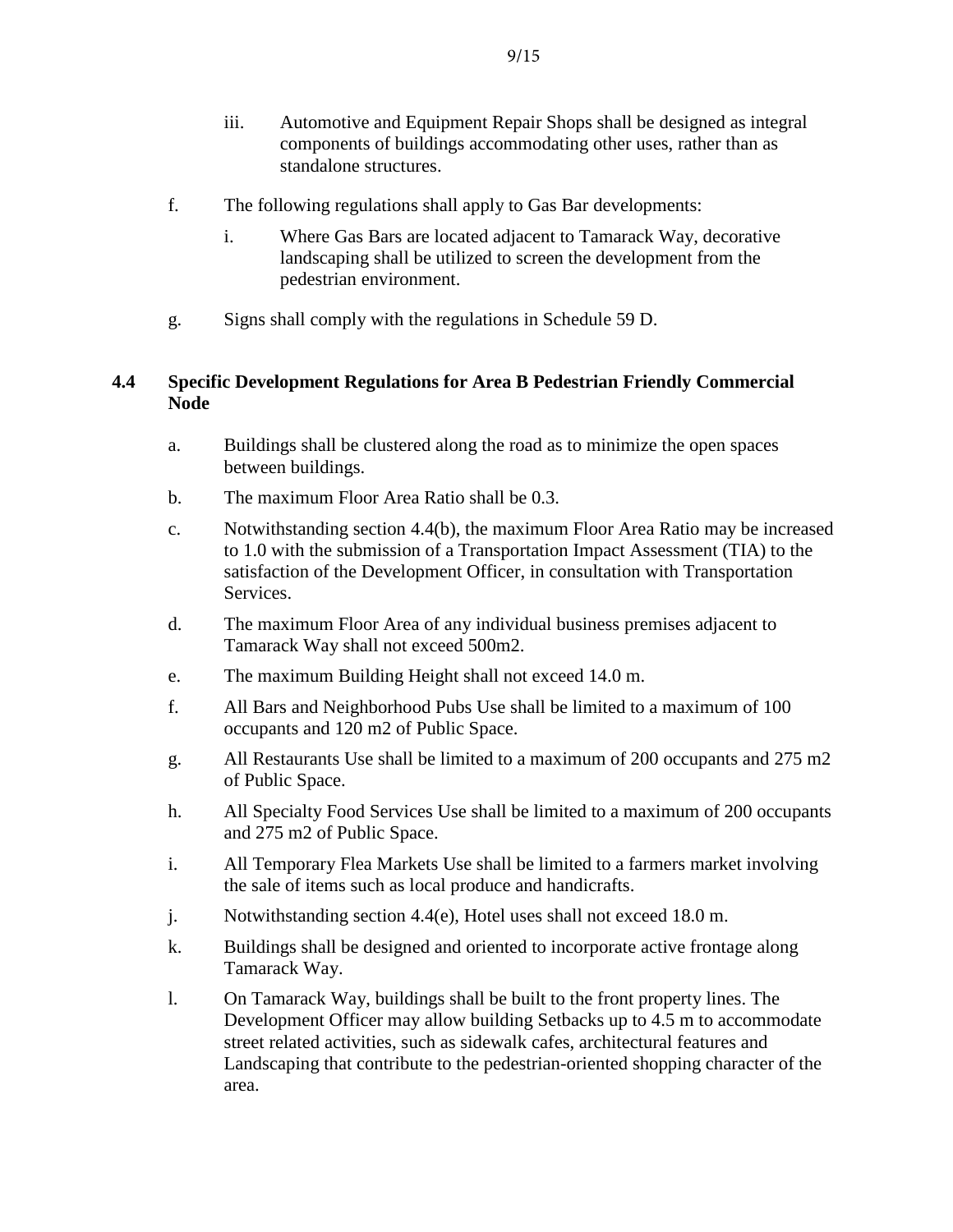iii. Automotive and Equipment Repair Shops shall be designed as integral components of buildings accommodating other uses, rather than as standalone structures.

f. The following regulations shall apply to Gas Bar developments:

   i. Where Gas Bars are located adjacent to Tamarack Way, decorative landscaping shall be utilized to screen the development from the pedestrian environment.

g. Signs shall comply with the regulations in Schedule 59 D.

## 4.4 Specific Development Regulations for Area B Pedestrian Friendly Commercial Node

a. Buildings shall be clustered along the road as to minimize the open spaces between buildings.

b. The maximum Floor Area Ratio shall be 0.3.

c. Notwithstanding section 4.4(b), the maximum Floor Area Ratio may be increased to 1.0 with the submission of a Transportation Impact Assessment (TIA) to the satisfaction of the Development Officer, in consultation with Transportation Services.

d. The maximum Floor Area of any individual business premises adjacent to Tamarack Way shall not exceed 500m2.

e. The maximum Building Height shall not exceed 14.0 m.

f. All Bars and Neighborhood Pubs Use shall be limited to a maximum of 100 occupants and 120 m2 of Public Space.

g. All Restaurants Use shall be limited to a maximum of 200 occupants and 275 m2 of Public Space.

h. All Specialty Food Services Use shall be limited to a maximum of 200 occupants and 275 m2 of Public Space.

i. All Temporary Flea Markets Use shall be limited to a farmers market involving the sale of items such as local produce and handicrafts.

j. Notwithstanding section 4.4(e), Hotel uses shall not exceed 18.0 m.

k. Buildings shall be designed and oriented to incorporate active frontage along Tamarack Way.

l. On Tamarack Way, buildings shall be built to the front property lines. The Development Officer may allow building Setbacks up to 4.5 m to accommodate street related activities, such as sidewalk cafes, architectural features and Landscaping that contribute to the pedestrian-oriented shopping character of the area.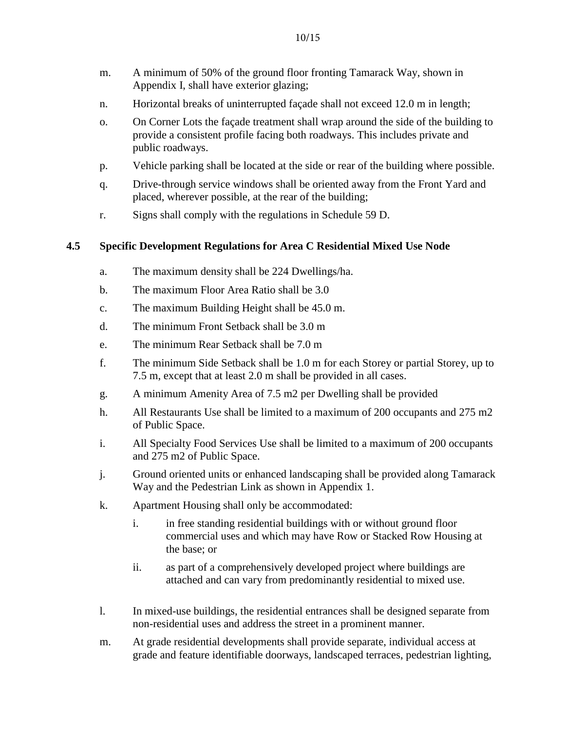m. A minimum of 50% of the ground floor fronting Tamarack Way, shown in Appendix I, shall have exterior glazing;

n. Horizontal breaks of uninterrupted façade shall not exceed 12.0 m in length;

o. On Corner Lots the façade treatment shall wrap around the side of the building to provide a consistent profile facing both roadways. This includes private and public roadways.

p. Vehicle parking shall be located at the side or rear of the building where possible.

q. Drive-through service windows shall be oriented away from the Front Yard and placed, wherever possible, at the rear of the building;

r. Signs shall comply with the regulations in Schedule 59 D.

### 4.5 Specific Development Regulations for Area C Residential Mixed Use Node

a. The maximum density shall be 224 Dwellings/ha.

b. The maximum Floor Area Ratio shall be 3.0

c. The maximum Building Height shall be 45.0 m.

d. The minimum Front Setback shall be 3.0 m

e. The minimum Rear Setback shall be 7.0 m

f. The minimum Side Setback shall be 1.0 m for each Storey or partial Storey, up to 7.5 m, except that at least 2.0 m shall be provided in all cases.

g. A minimum Amenity Area of 7.5 m2 per Dwelling shall be provided

h. All Restaurants Use shall be limited to a maximum of 200 occupants and 275 m2 of Public Space.

i. All Specialty Food Services Use shall be limited to a maximum of 200 occupants and 275 m2 of Public Space.

j. Ground oriented units or enhanced landscaping shall be provided along Tamarack Way and the Pedestrian Link as shown in Appendix 1.

k. Apartment Housing shall only be accommodated:

   i. in free standing residential buildings with or without ground floor commercial uses and which may have Row or Stacked Row Housing at the base; or

   ii. as part of a comprehensively developed project where buildings are attached and can vary from predominantly residential to mixed use.

l. In mixed-use buildings, the residential entrances shall be designed separate from non-residential uses and address the street in a prominent manner.

m. At grade residential developments shall provide separate, individual access at grade and feature identifiable doorways, landscaped terraces, pedestrian lighting,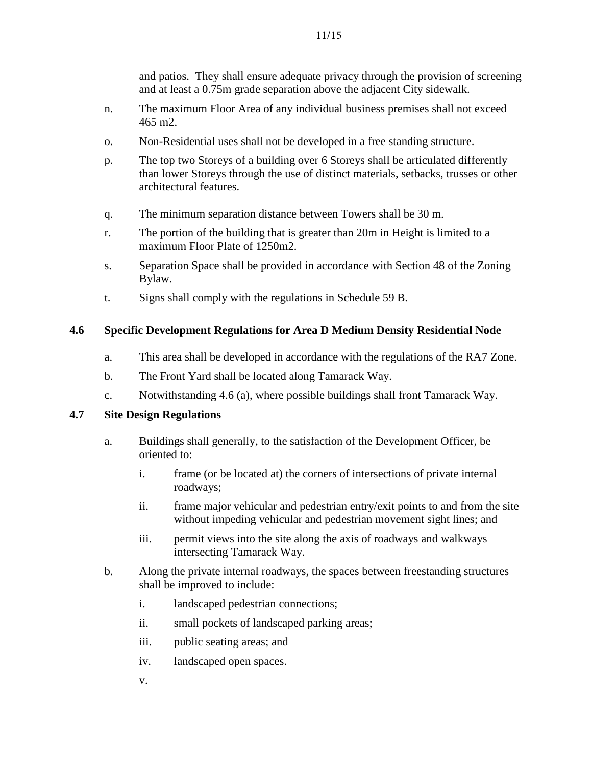and patios. They shall ensure adequate privacy through the provision of screening and at least a 0.75m grade separation above the adjacent City sidewalk.

n. The maximum Floor Area of any individual business premises shall not exceed 465 m2.

o. Non-Residential uses shall not be developed in a free standing structure.

p. The top two Storeys of a building over 6 Storeys shall be articulated differently than lower Storeys through the use of distinct materials, setbacks, trusses or other architectural features.

q. The minimum separation distance between Towers shall be 30 m.

r. The portion of the building that is greater than 20m in Height is limited to a maximum Floor Plate of 1250m2.

s. Separation Space shall be provided in accordance with Section 48 of the Zoning Bylaw.

t. Signs shall comply with the regulations in Schedule 59 B.

### 4.6 Specific Development Regulations for Area D Medium Density Residential Node

a. This area shall be developed in accordance with the regulations of the RA7 Zone.

b. The Front Yard shall be located along Tamarack Way.

c. Notwithstanding 4.6 (a), where possible buildings shall front Tamarack Way.

### 4.7 Site Design Regulations

a. Buildings shall generally, to the satisfaction of the Development Officer, be oriented to:

   i. frame (or be located at) the corners of intersections of private internal roadways;

   ii. frame major vehicular and pedestrian entry/exit points to and from the site without impeding vehicular and pedestrian movement sight lines; and

   iii. permit views into the site along the axis of roadways and walkways intersecting Tamarack Way.

b. Along the private internal roadways, the spaces between freestanding structures shall be improved to include:

   i. landscaped pedestrian connections;

   ii. small pockets of landscaped parking areas;

   iii. public seating areas; and

   iv. landscaped open spaces.

   v.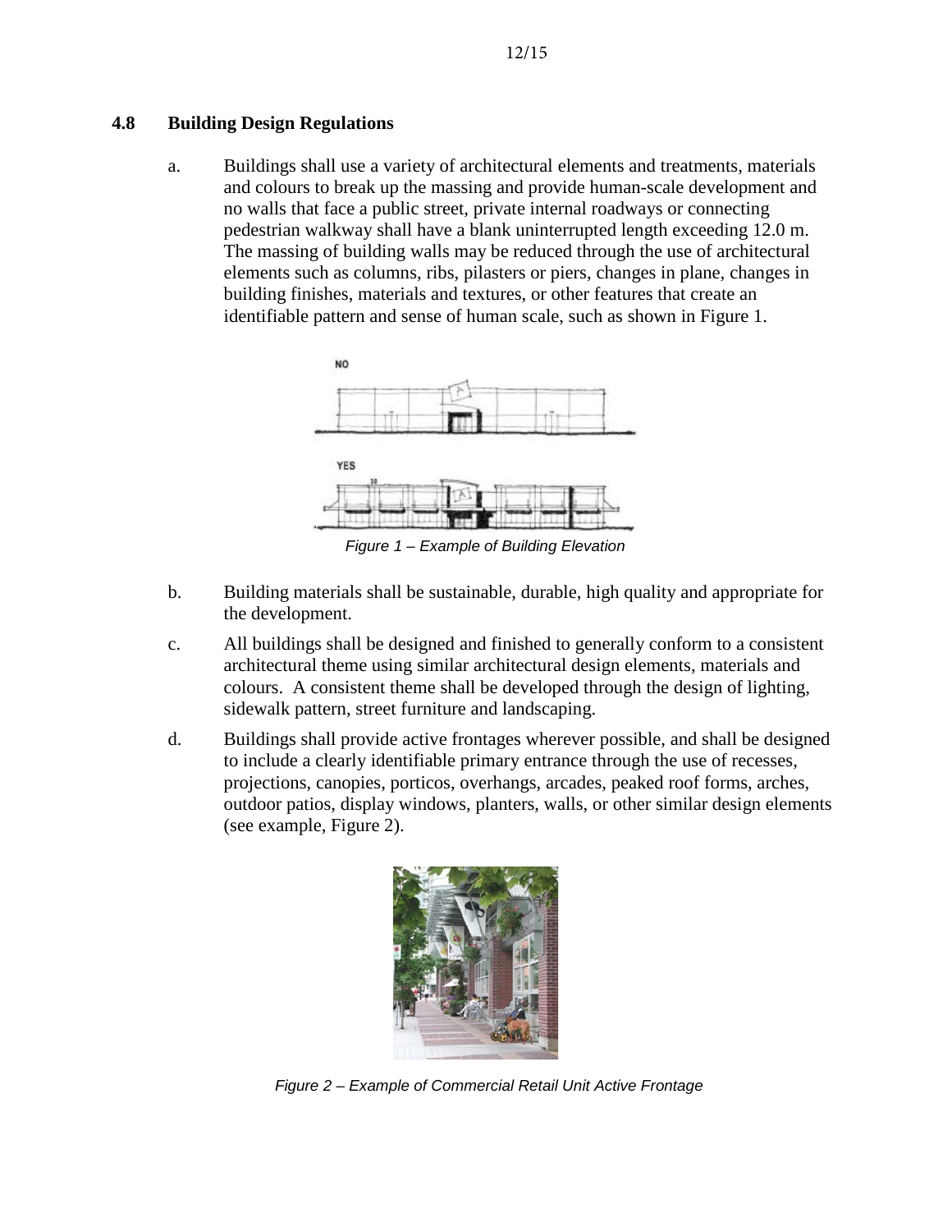### 4.8 Building Design Regulations

a. Buildings shall use a variety of architectural elements and treatments, materials and colours to break up the massing and provide human-scale development and no walls that face a public street, private internal roadways or connecting pedestrian walkway shall have a blank uninterrupted length exceeding 12.0 m. The massing of building walls may be reduced through the use of architectural elements such as columns, ribs, pilasters or piers, changes in plane, changes in building finishes, materials and textures, or other features that create an identifiable pattern and sense of human scale, such as shown in Figure 1.

*Figure 1 – Example of Building Elevation*

b. Building materials shall be sustainable, durable, high quality and appropriate for the development.

c. All buildings shall be designed and finished to generally conform to a consistent architectural theme using similar architectural design elements, materials and colours. A consistent theme shall be developed through the design of lighting, sidewalk pattern, street furniture and landscaping.

d. Buildings shall provide active frontages wherever possible, and shall be designed to include a clearly identifiable primary entrance through the use of recesses, projections, canopies, porticos, overhangs, arcades, peaked roof forms, arches, outdoor patios, display windows, planters, walls, or other similar design elements (see example, Figure 2).

*Figure 2 – Example of Commercial Retail Unit Active Frontage*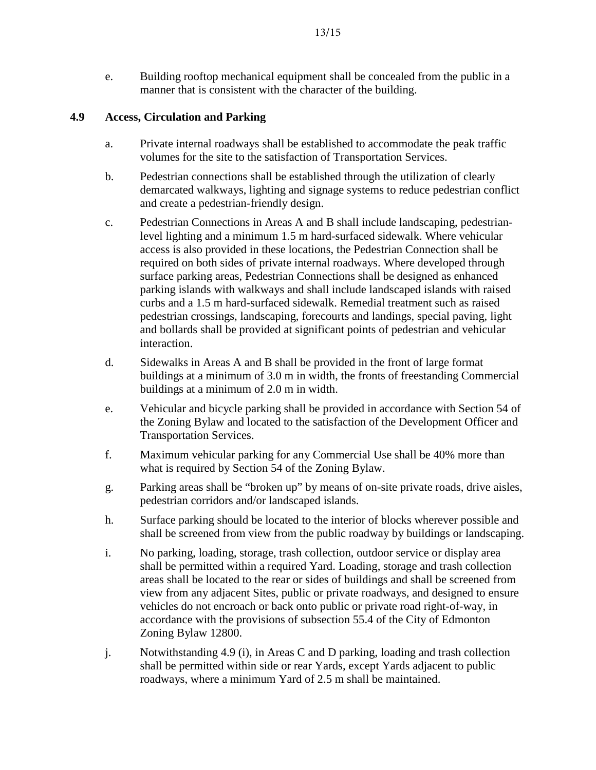e. Building rooftop mechanical equipment shall be concealed from the public in a manner that is consistent with the character of the building.

### 4.9 Access, Circulation and Parking

a. Private internal roadways shall be established to accommodate the peak traffic volumes for the site to the satisfaction of Transportation Services.

b. Pedestrian connections shall be established through the utilization of clearly demarcated walkways, lighting and signage systems to reduce pedestrian conflict and create a pedestrian-friendly design.

c. Pedestrian Connections in Areas A and B shall include landscaping, pedestrian-level lighting and a minimum 1.5 m hard-surfaced sidewalk. Where vehicular access is also provided in these locations, the Pedestrian Connection shall be required on both sides of private internal roadways. Where developed through surface parking areas, Pedestrian Connections shall be designed as enhanced parking islands with walkways and shall include landscaped islands with raised curbs and a 1.5 m hard-surfaced sidewalk. Remedial treatment such as raised pedestrian crossings, landscaping, forecourts and landings, special paving, light and bollards shall be provided at significant points of pedestrian and vehicular interaction.

d. Sidewalks in Areas A and B shall be provided in the front of large format buildings at a minimum of 3.0 m in width, the fronts of freestanding Commercial buildings at a minimum of 2.0 m in width.

e. Vehicular and bicycle parking shall be provided in accordance with Section 54 of the Zoning Bylaw and located to the satisfaction of the Development Officer and Transportation Services.

f. Maximum vehicular parking for any Commercial Use shall be 40% more than what is required by Section 54 of the Zoning Bylaw.

g. Parking areas shall be "broken up" by means of on-site private roads, drive aisles, pedestrian corridors and/or landscaped islands.

h. Surface parking should be located to the interior of blocks wherever possible and shall be screened from view from the public roadway by buildings or landscaping.

i. No parking, loading, storage, trash collection, outdoor service or display area shall be permitted within a required Yard. Loading, storage and trash collection areas shall be located to the rear or sides of buildings and shall be screened from view from any adjacent Sites, public or private roadways, and designed to ensure vehicles do not encroach or back onto public or private road right-of-way, in accordance with the provisions of subsection 55.4 of the City of Edmonton Zoning Bylaw 12800.

j. Notwithstanding 4.9 (i), in Areas C and D parking, loading and trash collection shall be permitted within side or rear Yards, except Yards adjacent to public roadways, where a minimum Yard of 2.5 m shall be maintained.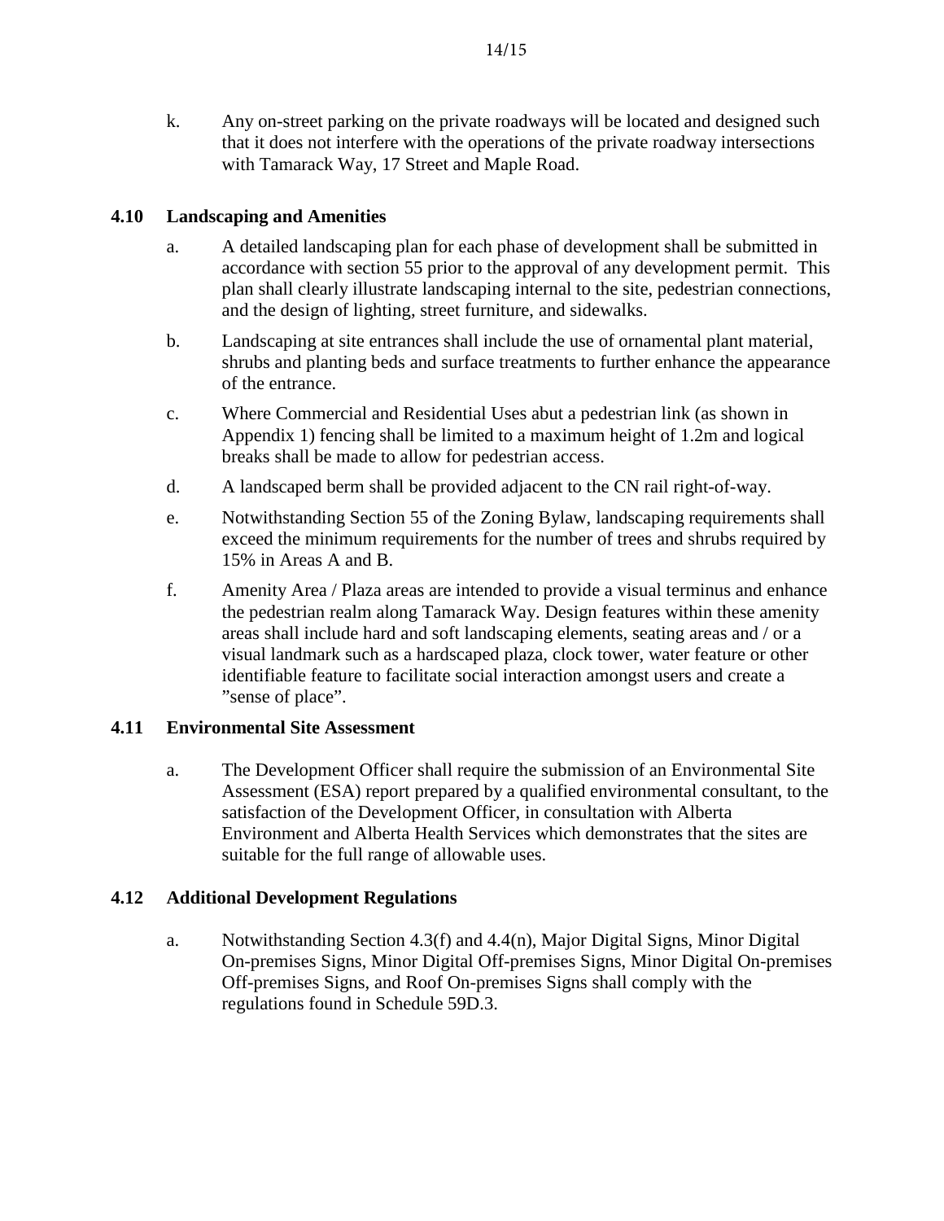k. Any on-street parking on the private roadways will be located and designed such that it does not interfere with the operations of the private roadway intersections with Tamarack Way, 17 Street and Maple Road.

### 4.10 Landscaping and Amenities

a. A detailed landscaping plan for each phase of development shall be submitted in accordance with section 55 prior to the approval of any development permit. This plan shall clearly illustrate landscaping internal to the site, pedestrian connections, and the design of lighting, street furniture, and sidewalks.

b. Landscaping at site entrances shall include the use of ornamental plant material, shrubs and planting beds and surface treatments to further enhance the appearance of the entrance.

c. Where Commercial and Residential Uses abut a pedestrian link (as shown in Appendix 1) fencing shall be limited to a maximum height of 1.2m and logical breaks shall be made to allow for pedestrian access.

d. A landscaped berm shall be provided adjacent to the CN rail right-of-way.

e. Notwithstanding Section 55 of the Zoning Bylaw, landscaping requirements shall exceed the minimum requirements for the number of trees and shrubs required by 15% in Areas A and B.

f. Amenity Area / Plaza areas are intended to provide a visual terminus and enhance the pedestrian realm along Tamarack Way. Design features within these amenity areas shall include hard and soft landscaping elements, seating areas and / or a visual landmark such as a hardscaped plaza, clock tower, water feature or other identifiable feature to facilitate social interaction amongst users and create a "sense of place".

### 4.11 Environmental Site Assessment

a. The Development Officer shall require the submission of an Environmental Site Assessment (ESA) report prepared by a qualified environmental consultant, to the satisfaction of the Development Officer, in consultation with Alberta Environment and Alberta Health Services which demonstrates that the sites are suitable for the full range of allowable uses.

### 4.12 Additional Development Regulations

a. Notwithstanding Section 4.3(f) and 4.4(n), Major Digital Signs, Minor Digital On-premises Signs, Minor Digital Off-premises Signs, Minor Digital On-premises Off-premises Signs, and Roof On-premises Signs shall comply with the regulations found in Schedule 59D.3.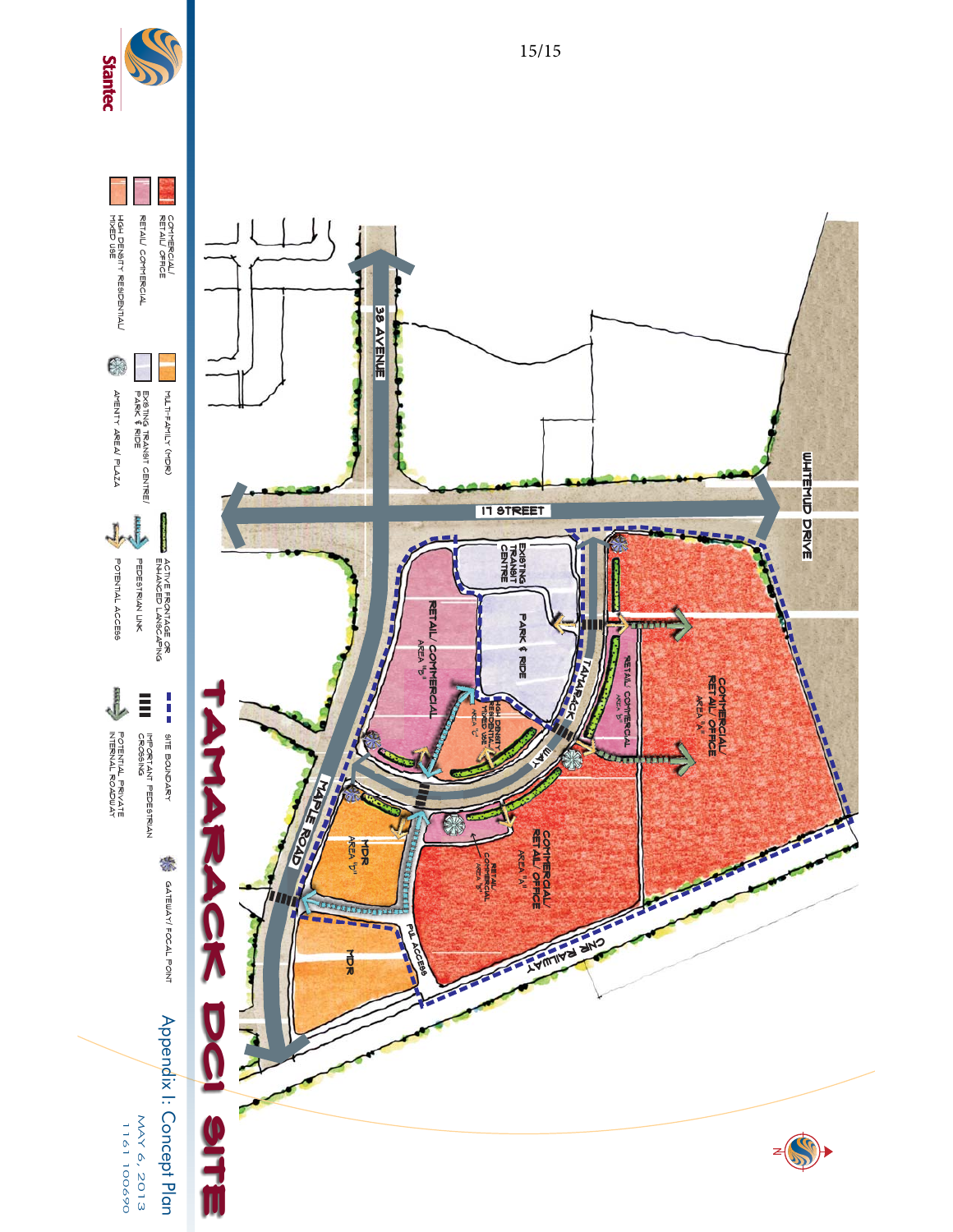# TAMARACK DCI SITE

Appendix I: Concept Plan

MAY 6, 2013
1161 100690

WHITEMUD DRIVE

17 STREET

38 AVENUE

MAPLE ROAD

TAMARACK WAY

CNR RAILWAY

P/L ACCESS

EXISTING TRANSIT CENTRE

PARK & RIDE

RETAIL/ COMMERCIAL AREA "b"

HIGH DENSITY RESIDENTIAL/ MIXED USE AREA "c"

RETAIL/ COMMERCIAL AREA "b"

COMMERCIAL/ RETAIL/ OFFICE AREA "A"

COMMERCIAL/ RETAIL/ OFFICE AREA "A"

RETAIL/ COMMERCIAL AREA "b"

MDR AREA "D"

MDR

COMMERCIAL/ RETAIL/ OFFICE

RETAIL/ COMMERCIAL

HIGH DENSITY RESIDENTIAL/ MIXED USE

MULTI-FAMILY (MDR)

EXISTING TRANSIT CENTRE/ PARK & RIDE

AMENITY AREA/ PLAZA

ACTIVE FRONTAGE OR ENHANCED LANSCAPING

PEDESTRIAN LINK

POTENTIAL ACCESS

SITE BOUNDARY

IMPORTANT PEDESTRIAN CROSSING

POTENTIAL PRIVATE INTERNAL ROADWAY

GATEWAY/ FOCAL POINT

N

Stantec